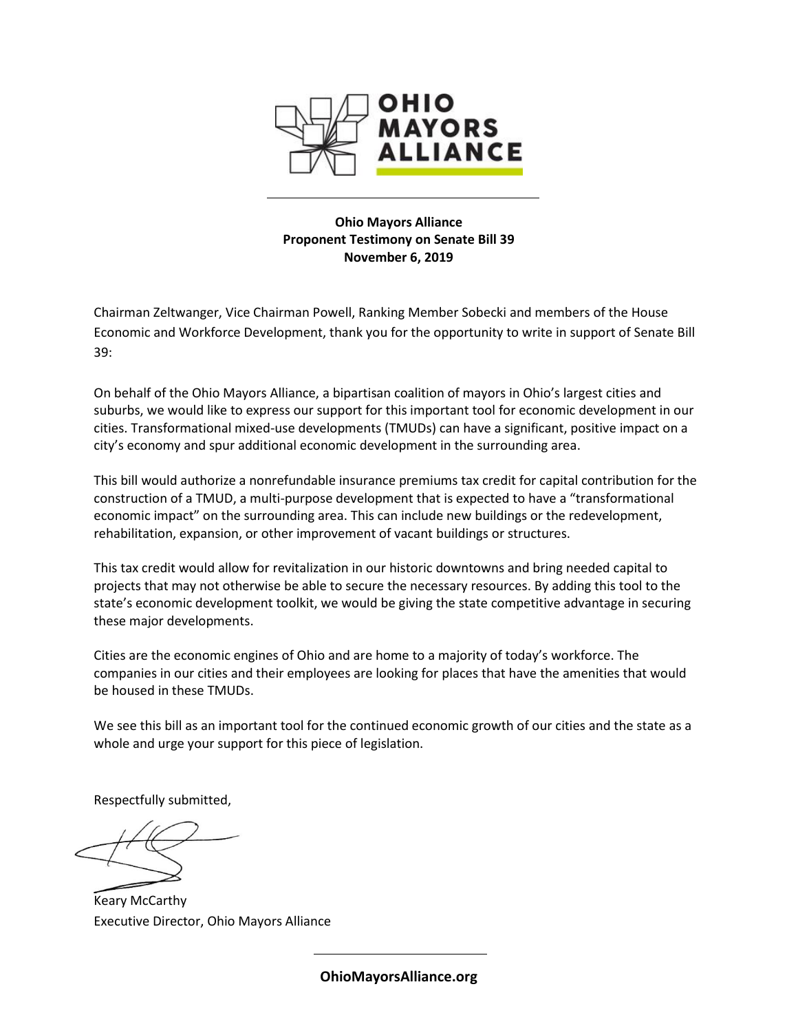**OHIO MAYORS ALLIANCE**

**Ohio Mayors Alliance**
**Proponent Testimony on Senate Bill 39**
**November 6, 2019**

Chairman Zeltwanger, Vice Chairman Powell, Ranking Member Sobecki and members of the House Economic and Workforce Development, thank you for the opportunity to write in support of Senate Bill 39:

On behalf of the Ohio Mayors Alliance, a bipartisan coalition of mayors in Ohio's largest cities and suburbs, we would like to express our support for this important tool for economic development in our cities. Transformational mixed-use developments (TMUDs) can have a significant, positive impact on a city's economy and spur additional economic development in the surrounding area.

This bill would authorize a nonrefundable insurance premiums tax credit for capital contribution for the construction of a TMUD, a multi-purpose development that is expected to have a "transformational economic impact" on the surrounding area. This can include new buildings or the redevelopment, rehabilitation, expansion, or other improvement of vacant buildings or structures.

This tax credit would allow for revitalization in our historic downtowns and bring needed capital to projects that may not otherwise be able to secure the necessary resources. By adding this tool to the state's economic development toolkit, we would be giving the state competitive advantage in securing these major developments.

Cities are the economic engines of Ohio and are home to a majority of today's workforce. The companies in our cities and their employees are looking for places that have the amenities that would be housed in these TMUDs.

We see this bill as an important tool for the continued economic growth of our cities and the state as a whole and urge your support for this piece of legislation.

Respectfully submitted,

Keary McCarthy
Executive Director, Ohio Mayors Alliance

**OhioMayorsAlliance.org**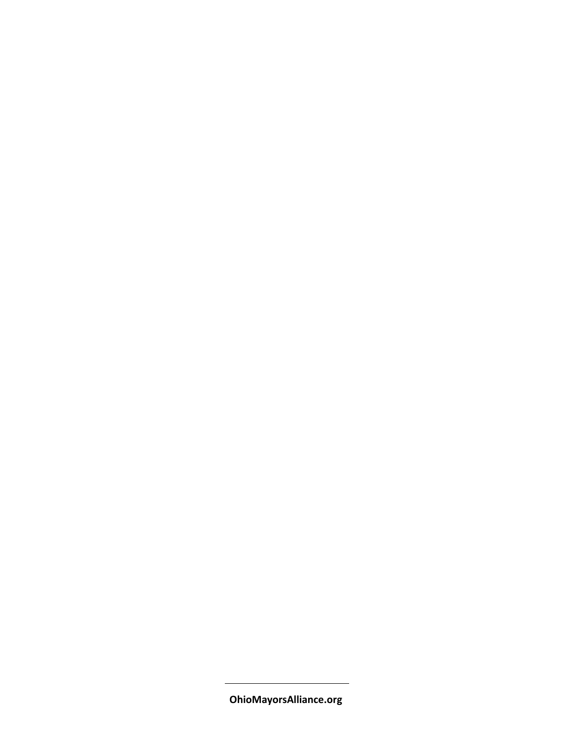---

**OhioMayorsAlliance.org**